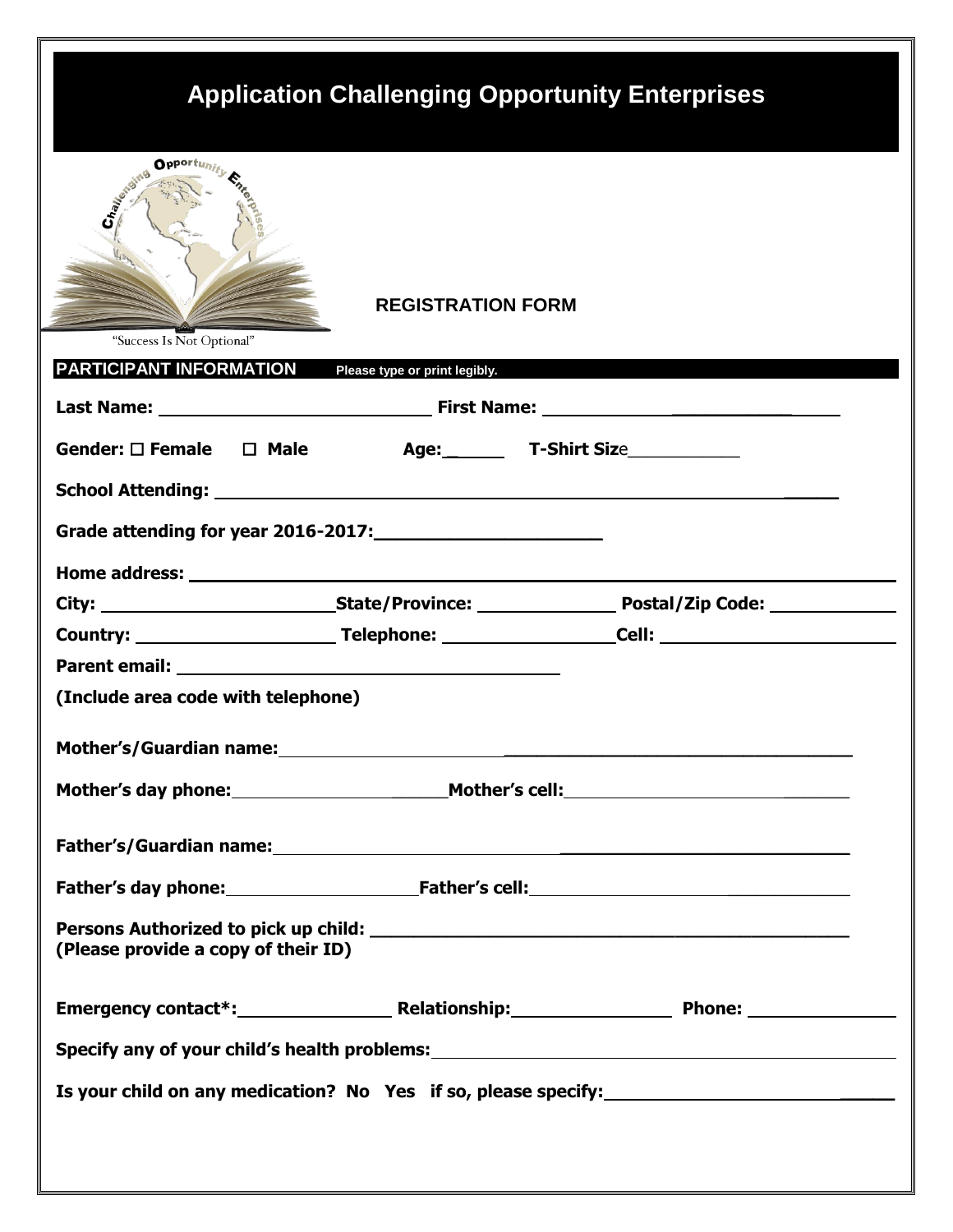# Application Challenging Opportunity Enterprises

Challenging Opportunity Enterprises

"Success Is Not Optional"

## REGISTRATION FORM

**PARTICIPANT INFORMATION** Please type or print legibly.

**Last Name:** ______________________ **First Name:** ______________________

**Gender:** ☐ **Female** ☐ **Male** **Age:**______ **T-Shirt Size**___________

**School Attending:** ______________________________________________

**Grade attending for year 2016-2017:**______________________

**Home address:** ______________________________________________

**City:** ______________________ **State/Province:** ______________ **Postal/Zip Code:** ____________

**Country:** ____________________ **Telephone:** ________________ **Cell:** ______________________

**Parent email:** ______________________________

**(Include area code with telephone)**

**Mother's/Guardian name:** ______________________________________________

**Mother's day phone:** ______________________ **Mother's cell:** ______________________

**Father's/Guardian name:** ______________________________________________

**Father's day phone:** ______________________ **Father's cell:** ______________________

**Persons Authorized to pick up child:** ______________________________________________
**(Please provide a copy of their ID)**

**Emergency contact*:** ________________ **Relationship:** ________________ **Phone:** ________________

**Specify any of your child's health problems:** ______________________________________________

**Is your child on any medication? No Yes if so, please specify:** ______________________________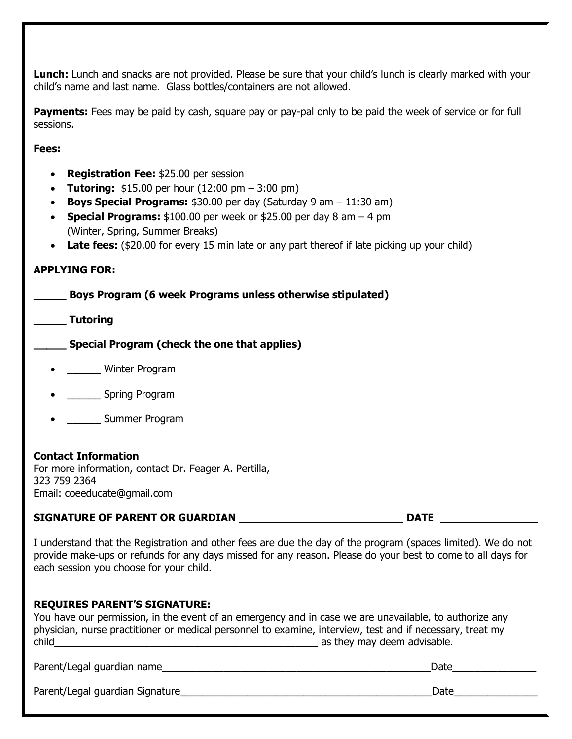**Lunch:** Lunch and snacks are not provided. Please be sure that your child's lunch is clearly marked with your child's name and last name. Glass bottles/containers are not allowed.

**Payments:** Fees may be paid by cash, square pay or pay-pal only to be paid the week of service or for full sessions.

**Fees:**

- **Registration Fee:** $25.00 per session
- **Tutoring:** $15.00 per hour (12:00 pm – 3:00 pm)
- **Boys Special Programs:** $30.00 per day (Saturday 9 am – 11:30 am)
- **Special Programs:** $100.00 per week or $25.00 per day 8 am – 4 pm (Winter, Spring, Summer Breaks)
- **Late fees:** ($20.00 for every 15 min late or any part thereof if late picking up your child)

**APPLYING FOR:**

**_____ Boys Program (6 week Programs unless otherwise stipulated)**

**_____ Tutoring**

**_____ Special Program (check the one that applies)**

- ______ Winter Program
- ______ Spring Program
- ______ Summer Program

**Contact Information**
For more information, contact Dr. Feager A. Pertilla,
323 759 2364
Email: coeeducate@gmail.com

**SIGNATURE OF PARENT OR GUARDIAN ____________________________ DATE ________________**

I understand that the Registration and other fees are due the day of the program (spaces limited). We do not provide make-ups or refunds for any days missed for any reason. Please do your best to come to all days for each session you choose for your child.

**REQUIRES PARENT'S SIGNATURE:**
You have our permission, in the event of an emergency and in case we are unavailable, to authorize any physician, nurse practitioner or medical personnel to examine, interview, test and if necessary, treat my child__________________________________________________ as they may deem advisable.

Parent/Legal guardian name__________________________________________________Date_______________

Parent/Legal guardian Signature______________________________________________Date_______________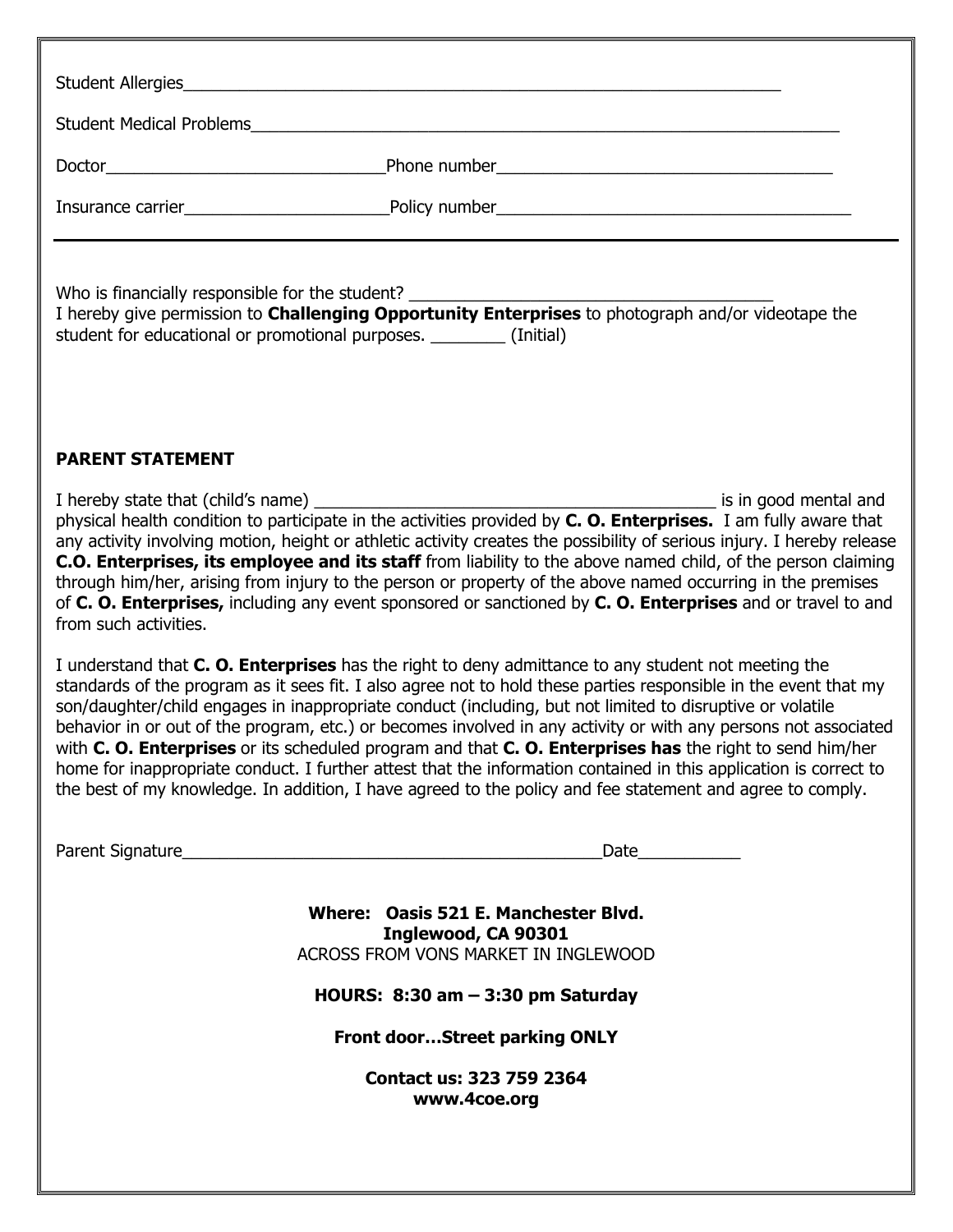Student Allergies_______________________________________________________________

Student Medical Problems_________________________________________________________

Doctor____________________________Phone number__________________________________

Insurance carrier_____________________Policy number____________________________________

---

Who is financially responsible for the student? ______________________________________

I hereby give permission to **Challenging Opportunity Enterprises** to photograph and/or videotape the student for educational or promotional purposes. ________ (Initial)

**PARENT STATEMENT**

I hereby state that (child's name) ___________________________________________ is in good mental and physical health condition to participate in the activities provided by **C. O. Enterprises.** I am fully aware that any activity involving motion, height or athletic activity creates the possibility of serious injury. I hereby release **C.O. Enterprises, its employee and its staff** from liability to the above named child, of the person claiming through him/her, arising from injury to the person or property of the above named occurring in the premises of **C. O. Enterprises,** including any event sponsored or sanctioned by **C. O. Enterprises** and or travel to and from such activities.

I understand that **C. O. Enterprises** has the right to deny admittance to any student not meeting the standards of the program as it sees fit. I also agree not to hold these parties responsible in the event that my son/daughter/child engages in inappropriate conduct (including, but not limited to disruptive or volatile behavior in or out of the program, etc.) or becomes involved in any activity or with any persons not associated with **C. O. Enterprises** or its scheduled program and that **C. O. Enterprises has** the right to send him/her home for inappropriate conduct. I further attest that the information contained in this application is correct to the best of my knowledge. In addition, I have agreed to the policy and fee statement and agree to comply.

Parent Signature_____________________________________________Date___________

**Where: Oasis 521 E. Manchester Blvd.**
**Inglewood, CA 90301**
ACROSS FROM VONS MARKET IN INGLEWOOD

**HOURS: 8:30 am – 3:30 pm Saturday**

**Front door…Street parking ONLY**

**Contact us: 323 759 2364**
**www.4coe.org**